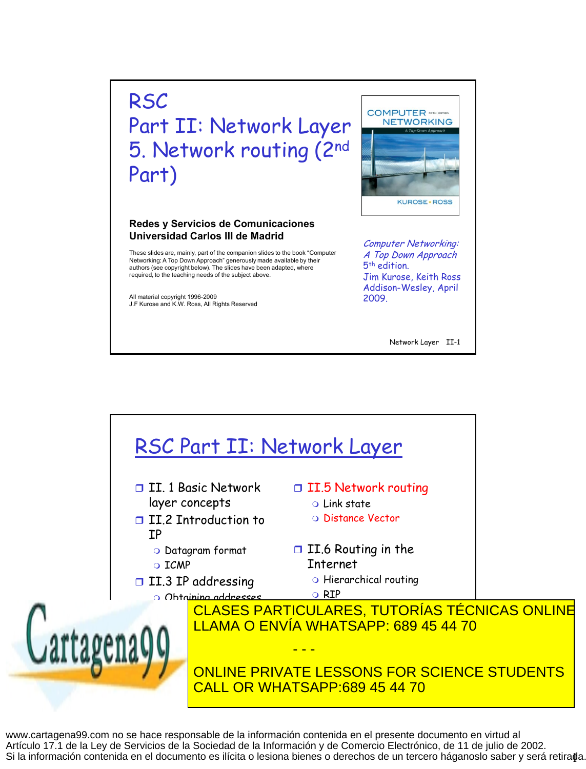# RSC
# Part II: Network Layer
# 5. Network routing (2nd Part)

**Redes y Servicios de Comunicaciones**
**Universidad Carlos III de Madrid**

These slides are, mainly, part of the companion slides to the book "Computer Networking: A Top Down Approach" generously made available by their authors (see copyright below). The slides have been adapted, where required, to the teaching needs of the subject above.

All material copyright 1996-2009
J.F Kurose and K.W. Ross, All Rights Reserved

COMPUTER NETWORKING
A Top-Down Approach
KUROSE • ROSS

*Computer Networking: A Top Down Approach*
5th edition.
Jim Kurose, Keith Ross
Addison-Wesley, April 2009.

Network Layer II-1

---

## RSC Part II: Network Layer

- II. 1 Basic Network layer concepts
- II.2 Introduction to IP
  - Datagram format
  - ICMP
- II.3 IP addressing
  - Obtaining addresses
- II.5 Network routing
  - Link state
  - Distance Vector
- II.6 Routing in the Internet
  - Hierarchical routing
  - RIP

CLASES PARTICULARES, TUTORÍAS TÉCNICAS ONLINE
LLAMA O ENVÍA WHATSAPP: 689 45 44 70

- - -

ONLINE PRIVATE LESSONS FOR SCIENCE STUDENTS
CALL OR WHATSAPP:689 45 44 70

www.cartagena99.com no se hace responsable de la información contenida en el presente documento en virtud al Artículo 17.1 de la Ley de Servicios de la Sociedad de la Información y de Comercio Electrónico, de 11 de julio de 2002.
Si la información contenida en el documento es ilícita o lesiona bienes o derechos de un tercero háganoslo saber y será retirada.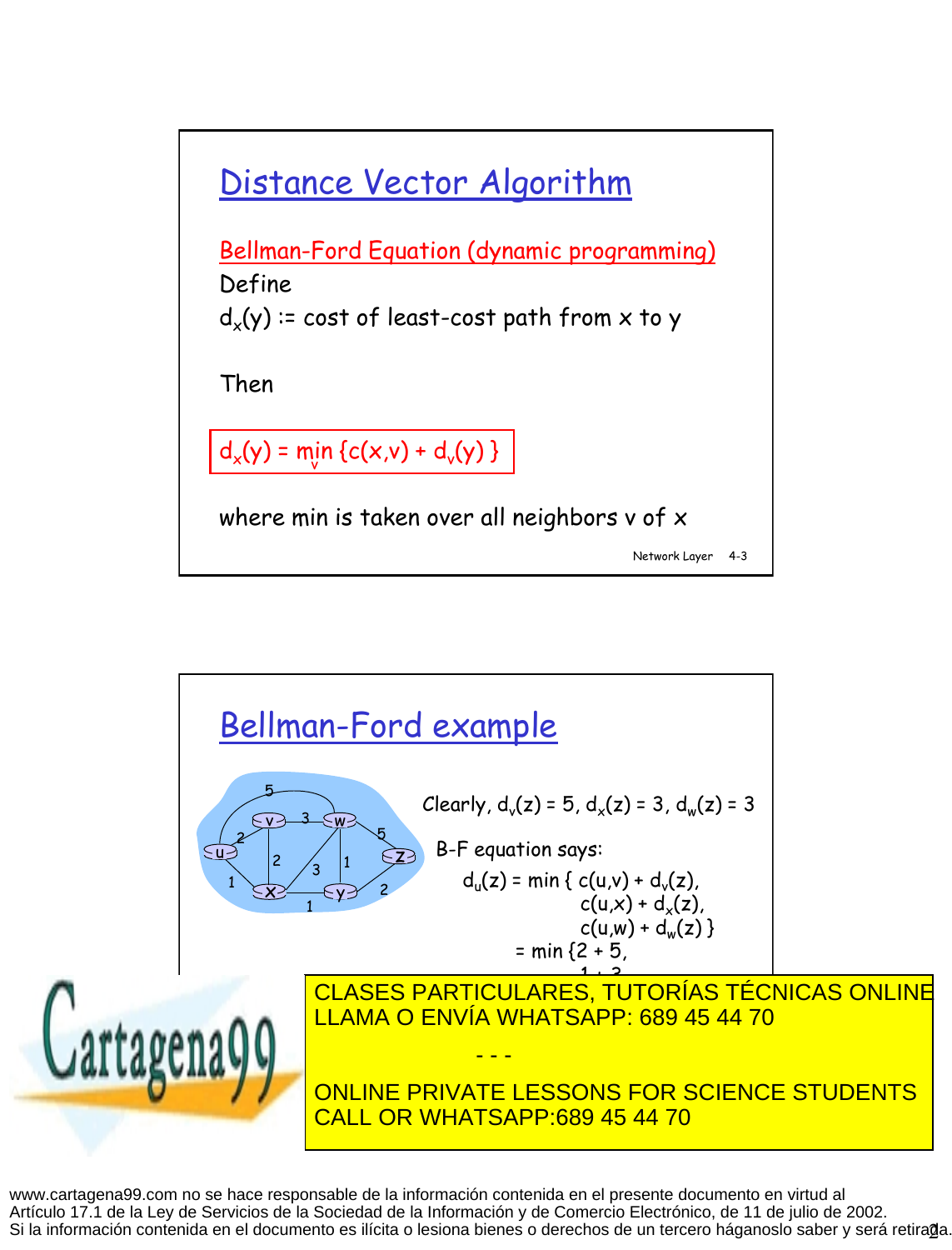# Distance Vector Algorithm

Bellman-Ford Equation (dynamic programming)

Define

$d_x(y)$ := cost of least-cost path from x to y

Then

$$d_x(y) = \min_v \{c(x,v) + d_v(y)\}$$

where min is taken over all neighbors v of x

Network Layer 4-3

# Bellman-Ford example

Clearly, $d_v(z) = 5$, $d_x(z) = 3$, $d_w(z) = 3$

B-F equation says:

$$d_u(z) = \min \{ c(u,v) + d_v(z), c(u,x) + d_x(z), c(u,w) + d_w(z) \}$$

$$= \min \{2 + 5,$$

CLASES PARTICULARES, TUTORÍAS TÉCNICAS ONLINE
LLAMA O ENVÍA WHATSAPP: 689 45 44 70

- - -

ONLINE PRIVATE LESSONS FOR SCIENCE STUDENTS
CALL OR WHATSAPP:689 45 44 70

www.cartagena99.com no se hace responsable de la información contenida en el presente documento en virtud al Artículo 17.1 de la Ley de Servicios de la Sociedad de la Información y de Comercio Electrónico, de 11 de julio de 2002. Si la información contenida en el documento es ilícita o lesiona bienes o derechos de un tercero háganoslo saber y será retirada.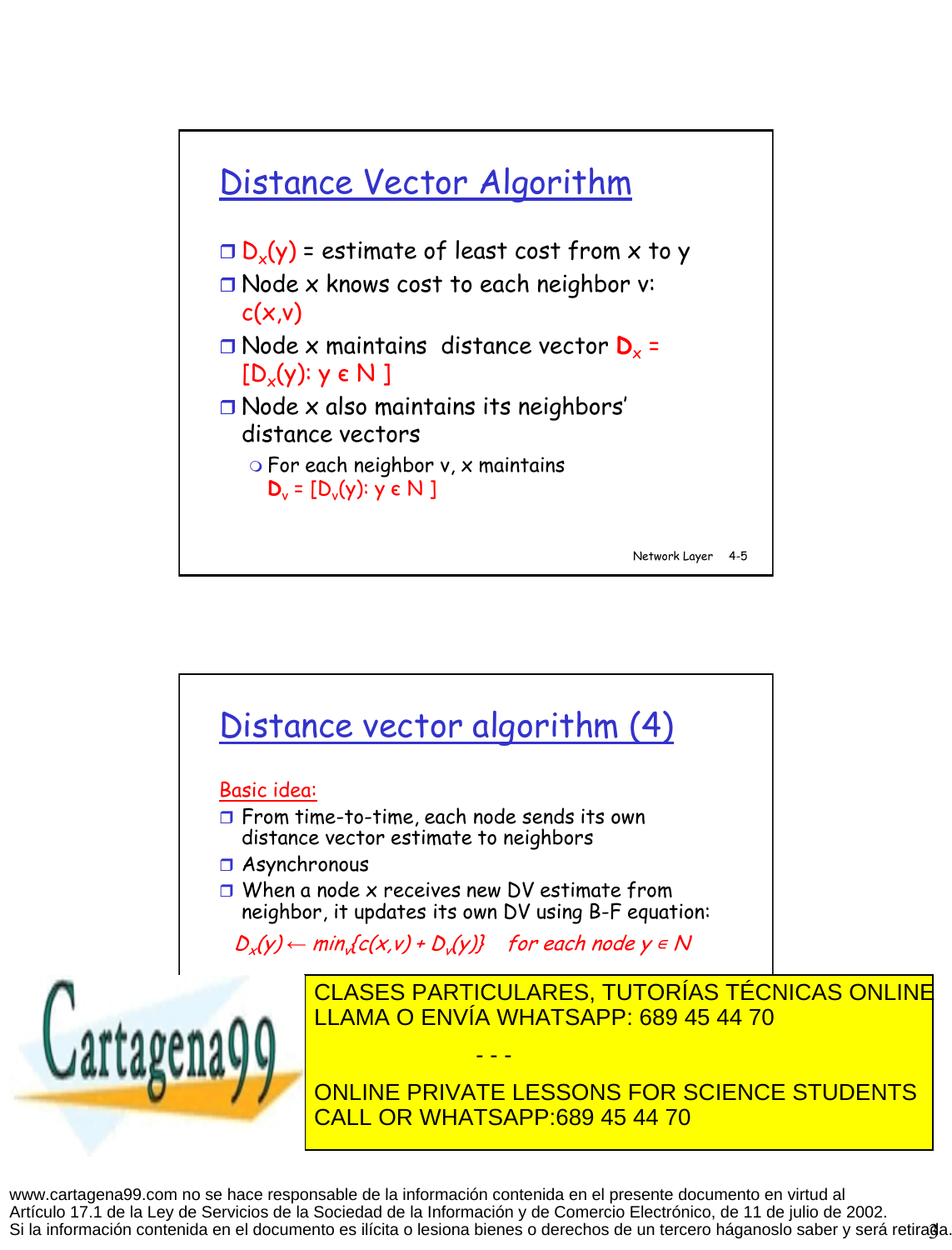# Distance Vector Algorithm

- $D_x(y)$ = estimate of least cost from x to y
- Node x knows cost to each neighbor v: $c(x,v)$
- Node x maintains distance vector $\mathbf{D}_x = [D_x(y): y \in N]$
- Node x also maintains its neighbors' distance vectors
  - For each neighbor v, x maintains $\mathbf{D}_v = [D_v(y): y \in N]$

# Distance vector algorithm (4)

Basic idea:

- From time-to-time, each node sends its own distance vector estimate to neighbors
- Asynchronous
- When a node x receives new DV estimate from neighbor, it updates its own DV using B-F equation:

$$D_x(y) \leftarrow \min_v\{c(x,v) + D_v(y)\} \quad \text{for each node } y \in N$$

CLASES PARTICULARES, TUTORÍAS TÉCNICAS ONLINE
LLAMA O ENVÍA WHATSAPP: 689 45 44 70

- - -

ONLINE PRIVATE LESSONS FOR SCIENCE STUDENTS
CALL OR WHATSAPP:689 45 44 70

www.cartagena99.com no se hace responsable de la información contenida en el presente documento en virtud al Artículo 17.1 de la Ley de Servicios de la Sociedad de la Información y de Comercio Electrónico, de 11 de julio de 2002. Si la información contenida en el documento es ilícita o lesiona bienes o derechos de un tercero háganoslo saber y será retirada.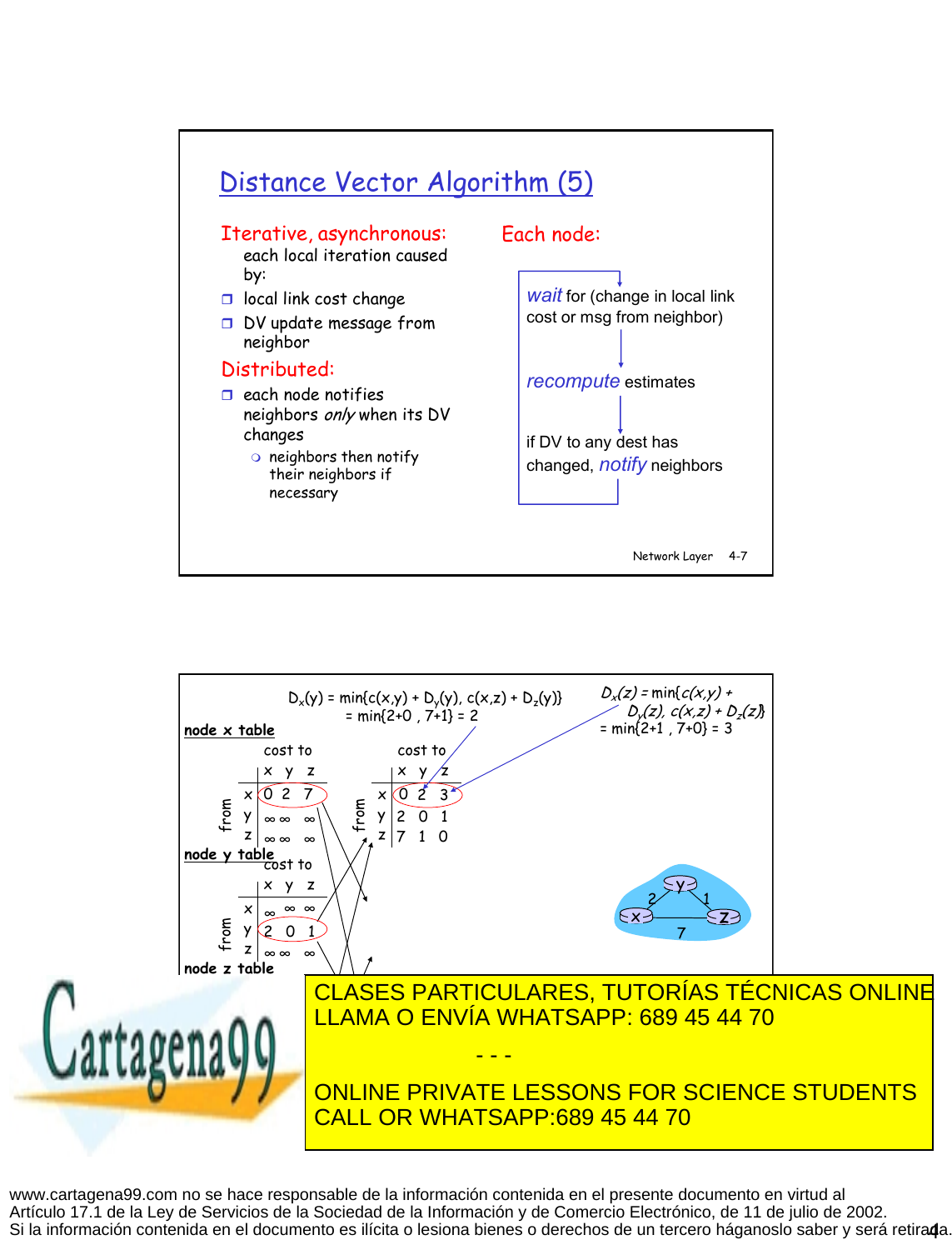## Distance Vector Algorithm (5)

**Iterative, asynchronous:** each local iteration caused by:

- local link cost change
- DV update message from neighbor

**Distributed:**

- each node notifies neighbors *only* when its DV changes
  - neighbors then notify their neighbors if necessary

**Each node:**

*wait* for (change in local link cost or msg from neighbor)

↓

*recompute* estimates

↓

if DV to any dest has changed, *notify* neighbors

---

$D_x(y) = \min\{c(x,y) + D_y(y), c(x,z) + D_z(y)\}$
$= \min\{2+0 , 7+1\} = 2$

$D_x(z) = \min\{c(x,y) + D_y(z), c(x,z) + D_z(z)\}$
$= \min\{2+1 , 7+0\} = 3$

**node x table**

| from \ cost to | x | y | z |
|---|---|---|---|
| x | 0 | 2 | 7 |
| y | ∞ | ∞ | ∞ |
| z | ∞ | ∞ | ∞ |

| from \ cost to | x | y | z |
|---|---|---|---|
| x | 0 | 2 | 3 |
| y | 2 | 0 | 1 |
| z | 7 | 1 | 0 |

**node y table**

| from \ cost to | x | y | z |
|---|---|---|---|
| x | ∞ | ∞ | ∞ |
| y | 2 | 0 | 1 |
| z | ∞ | ∞ | ∞ |

**node z table**

CLASES PARTICULARES, TUTORÍAS TÉCNICAS ONLINE
LLAMA O ENVÍA WHATSAPP: 689 45 44 70

- - -

ONLINE PRIVATE LESSONS FOR SCIENCE STUDENTS
CALL OR WHATSAPP:689 45 44 70

www.cartagena99.com no se hace responsable de la información contenida en el presente documento en virtud al Artículo 17.1 de la Ley de Servicios de la Sociedad de la Información y de Comercio Electrónico, de 11 de julio de 2002.
Si la información contenida en el documento es ilícita o lesiona bienes o derechos de un tercero háganoslo saber y será retirada.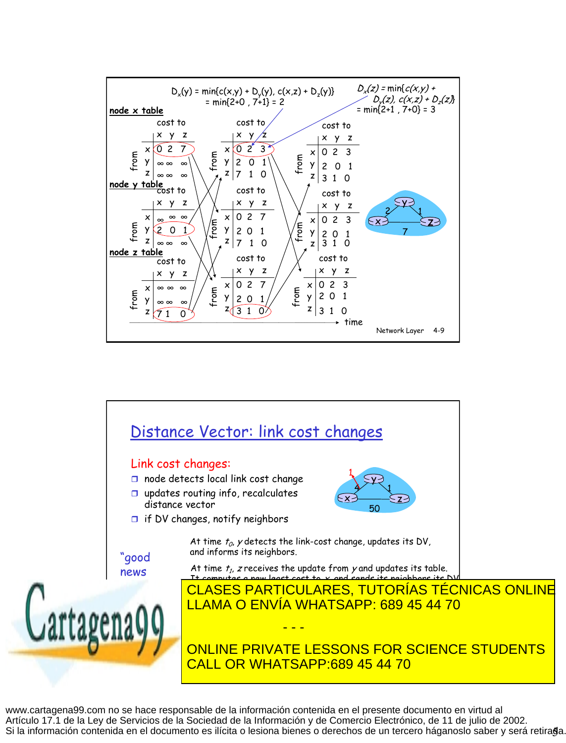$D_x(y) = \min\{c(x,y) + D_y(y), c(x,z) + D_z(y)\}$
$= \min\{2+0 , 7+1\} = 2$

$D_x(z) = \min\{c(x,y) + D_y(z), c(x,z) + D_z(z)\}$
$= \min\{2+1 , 7+0\} = 3$

**node x table**

| from \ cost to | x | y | z |
|---|---|---|---|
| x | 0 | 2 | 7 |
| y | ∞ | ∞ | ∞ |
| z | ∞ | ∞ | ∞ |

| from \ cost to | x | y | z |
|---|---|---|---|
| x | 0 | 2 | 3 |
| y | 2 | 0 | 1 |
| z | 7 | 1 | 0 |

| from \ cost to | x | y | z |
|---|---|---|---|
| x | 0 | 2 | 3 |
| y | 2 | 0 | 1 |
| z | 3 | 1 | 0 |

**node y table**

| from \ cost to | x | y | z |
|---|---|---|---|
| x | ∞ | ∞ | ∞ |
| y | 2 | 0 | 1 |
| z | ∞ | ∞ | ∞ |

| from \ cost to | x | y | z |
|---|---|---|---|
| x | 0 | 2 | 7 |
| y | 2 | 0 | 1 |
| z | 7 | 1 | 0 |

| from \ cost to | x | y | z |
|---|---|---|---|
| x | 0 | 2 | 3 |
| y | 2 | 0 | 1 |
| z | 3 | 1 | 0 |

**node z table**

| from \ cost to | x | y | z |
|---|---|---|---|
| x | ∞ | ∞ | ∞ |
| y | ∞ | ∞ | ∞ |
| z | 7 | 1 | 0 |

| from \ cost to | x | y | z |
|---|---|---|---|
| x | 0 | 2 | 7 |
| y | 2 | 0 | 1 |
| z | 3 | 1 | 0 |

| from \ cost to | x | y | z |
|---|---|---|---|
| x | 0 | 2 | 3 |
| y | 2 | 0 | 1 |
| z | 3 | 1 | 0 |

time →

## Distance Vector: link cost changes

Link cost changes:

- node detects local link cost change
- updates routing info, recalculates distance vector
- if DV changes, notify neighbors

"good news

At time $t_0$, *y* detects the link-cost change, updates its DV, and informs its neighbors.

At time $t_1$, *z* receives the update from *y* and updates its table.
It computes a new least cost to x and sends its neighbors its DV.

CLASES PARTICULARES, TUTORÍAS TÉCNICAS ONLINE
LLAMA O ENVÍA WHATSAPP: 689 45 44 70

- - -

ONLINE PRIVATE LESSONS FOR SCIENCE STUDENTS
CALL OR WHATSAPP:689 45 44 70

www.cartagena99.com no se hace responsable de la información contenida en el presente documento en virtud al Artículo 17.1 de la Ley de Servicios de la Sociedad de la Información y de Comercio Electrónico, de 11 de julio de 2002.
Si la información contenida en el documento es ilícita o lesiona bienes o derechos de un tercero háganoslo saber y será retirada.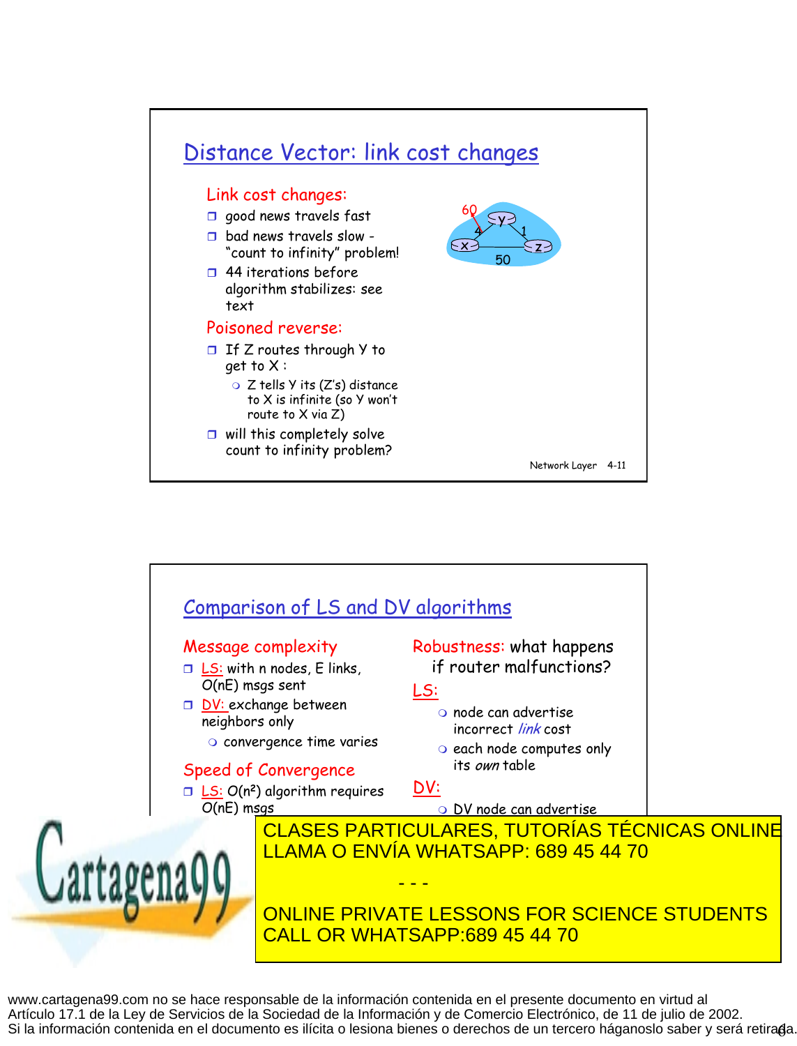## Distance Vector: link cost changes

**Link cost changes:**

- good news travels fast
- bad news travels slow - "count to infinity" problem!
- 44 iterations before algorithm stabilizes: see text

60

4

1

50

x

y

z

**Poisoned reverse:**

- If Z routes through Y to get to X :
  - Z tells Y its (Z's) distance to X is infinite (so Y won't route to X via Z)
- will this completely solve count to infinity problem?

Network Layer 4-11

## Comparison of LS and DV algorithms

**Message complexity**

- LS: with n nodes, E links, O(nE) msgs sent
- DV: exchange between neighbors only
  - convergence time varies

**Speed of Convergence**

- LS: $O(n^2)$ algorithm requires O(nE) msgs

**Robustness:** what happens if router malfunctions?

LS:

- node can advertise incorrect *link* cost
- each node computes only its *own* table

DV:

- DV node can advertise

CLASES PARTICULARES, TUTORÍAS TÉCNICAS ONLINE
LLAMA O ENVÍA WHATSAPP: 689 45 44 70

- - -

ONLINE PRIVATE LESSONS FOR SCIENCE STUDENTS
CALL OR WHATSAPP:689 45 44 70

www.cartagena99.com no se hace responsable de la información contenida en el presente documento en virtud al Artículo 17.1 de la Ley de Servicios de la Sociedad de la Información y de Comercio Electrónico, de 11 de julio de 2002. Si la información contenida en el documento es ilícita o lesiona bienes o derechos de un tercero háganoslo saber y será retirada.